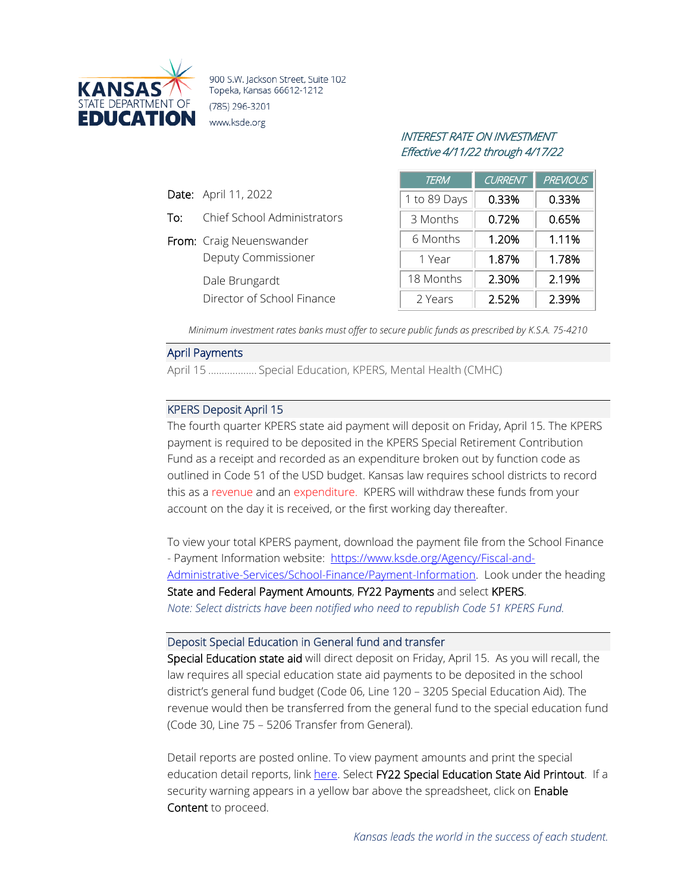KANSAS STATE DEPARTMENT OF EDUCATION

900 S.W. Jackson Street, Suite 102
Topeka, Kansas 66612-1212
(785) 296-3201
www.ksde.org

*INTEREST RATE ON INVESTMENT*
*Effective 4/11/22 through 4/17/22*

| TERM | CURRENT | PREVIOUS |
|---|---|---|
| 1 to 89 Days | 0.33% | 0.33% |
| 3 Months | 0.72% | 0.65% |
| 6 Months | 1.20% | 1.11% |
| 1 Year | 1.87% | 1.78% |
| 18 Months | 2.30% | 2.19% |
| 2 Years | 2.52% | 2.39% |

*Minimum investment rates banks must offer to secure public funds as prescribed by K.S.A. 75-4210*

**Date:** April 11, 2022

**To:** Chief School Administrators

**From:** Craig Neuenswander
Deputy Commissioner

Dale Brungardt
Director of School Finance

## April Payments

April 15 .................. Special Education, KPERS, Mental Health (CMHC)

## KPERS Deposit April 15

The fourth quarter KPERS state aid payment will deposit on Friday, April 15. The KPERS payment is required to be deposited in the KPERS Special Retirement Contribution Fund as a receipt and recorded as an expenditure broken out by function code as outlined in Code 51 of the USD budget. Kansas law requires school districts to record this as a revenue and an expenditure. KPERS will withdraw these funds from your account on the day it is received, or the first working day thereafter.

To view your total KPERS payment, download the payment file from the School Finance - Payment Information website: https://www.ksde.org/Agency/Fiscal-and-Administrative-Services/School-Finance/Payment-Information. Look under the heading **State and Federal Payment Amounts**, **FY22 Payments** and select **KPERS**.

*Note: Select districts have been notified who need to republish Code 51 KPERS Fund.*

## Deposit Special Education in General fund and transfer

**Special Education state aid** will direct deposit on Friday, April 15. As you will recall, the law requires all special education state aid payments to be deposited in the school district's general fund budget (Code 06, Line 120 – 3205 Special Education Aid). The revenue would then be transferred from the general fund to the special education fund (Code 30, Line 75 – 5206 Transfer from General).

Detail reports are posted online. To view payment amounts and print the special education detail reports, link here. Select **FY22 Special Education State Aid Printout**. If a security warning appears in a yellow bar above the spreadsheet, click on **Enable Content** to proceed.

*Kansas leads the world in the success of each student.*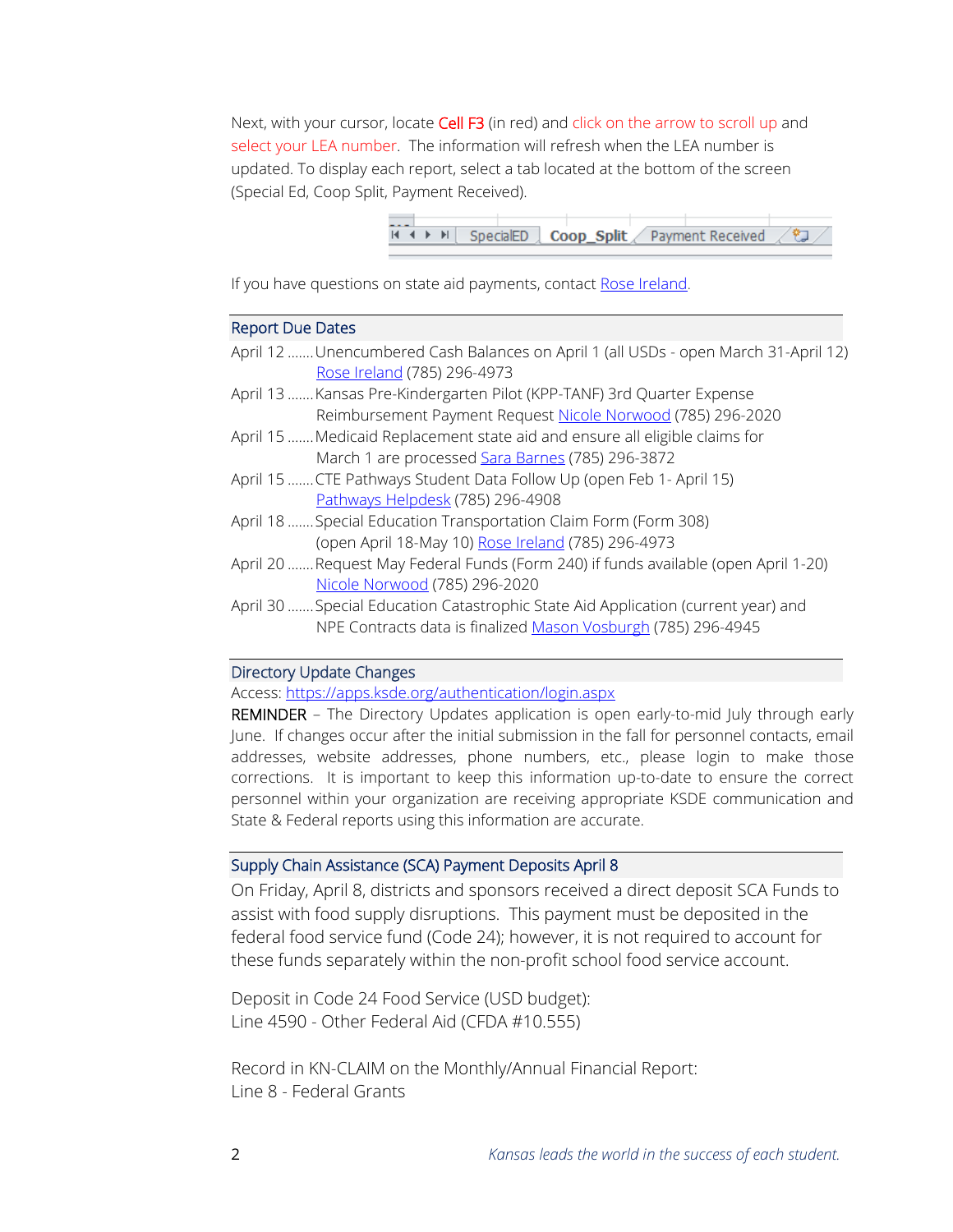Next, with your cursor, locate Cell F3 (in red) and click on the arrow to scroll up and select your LEA number. The information will refresh when the LEA number is updated. To display each report, select a tab located at the bottom of the screen (Special Ed, Coop Split, Payment Received).

If you have questions on state aid payments, contact Rose Ireland.

## Report Due Dates

April 12 .......Unencumbered Cash Balances on April 1 (all USDs - open March 31-April 12) Rose Ireland (785) 296-4973

April 13 .......Kansas Pre-Kindergarten Pilot (KPP-TANF) 3rd Quarter Expense Reimbursement Payment Request Nicole Norwood (785) 296-2020

April 15 .......Medicaid Replacement state aid and ensure all eligible claims for March 1 are processed Sara Barnes (785) 296-3872

April 15 .......CTE Pathways Student Data Follow Up (open Feb 1- April 15) Pathways Helpdesk (785) 296-4908

April 18 .......Special Education Transportation Claim Form (Form 308) (open April 18-May 10) Rose Ireland (785) 296-4973

April 20 .......Request May Federal Funds (Form 240) if funds available (open April 1-20) Nicole Norwood (785) 296-2020

April 30 .......Special Education Catastrophic State Aid Application (current year) and NPE Contracts data is finalized Mason Vosburgh (785) 296-4945

## Directory Update Changes

Access: https://apps.ksde.org/authentication/login.aspx

REMINDER – The Directory Updates application is open early-to-mid July through early June. If changes occur after the initial submission in the fall for personnel contacts, email addresses, website addresses, phone numbers, etc., please login to make those corrections. It is important to keep this information up-to-date to ensure the correct personnel within your organization are receiving appropriate KSDE communication and State & Federal reports using this information are accurate.

## Supply Chain Assistance (SCA) Payment Deposits April 8

On Friday, April 8, districts and sponsors received a direct deposit SCA Funds to assist with food supply disruptions. This payment must be deposited in the federal food service fund (Code 24); however, it is not required to account for these funds separately within the non-profit school food service account.

Deposit in Code 24 Food Service (USD budget):
Line 4590 - Other Federal Aid (CFDA #10.555)

Record in KN-CLAIM on the Monthly/Annual Financial Report:
Line 8 - Federal Grants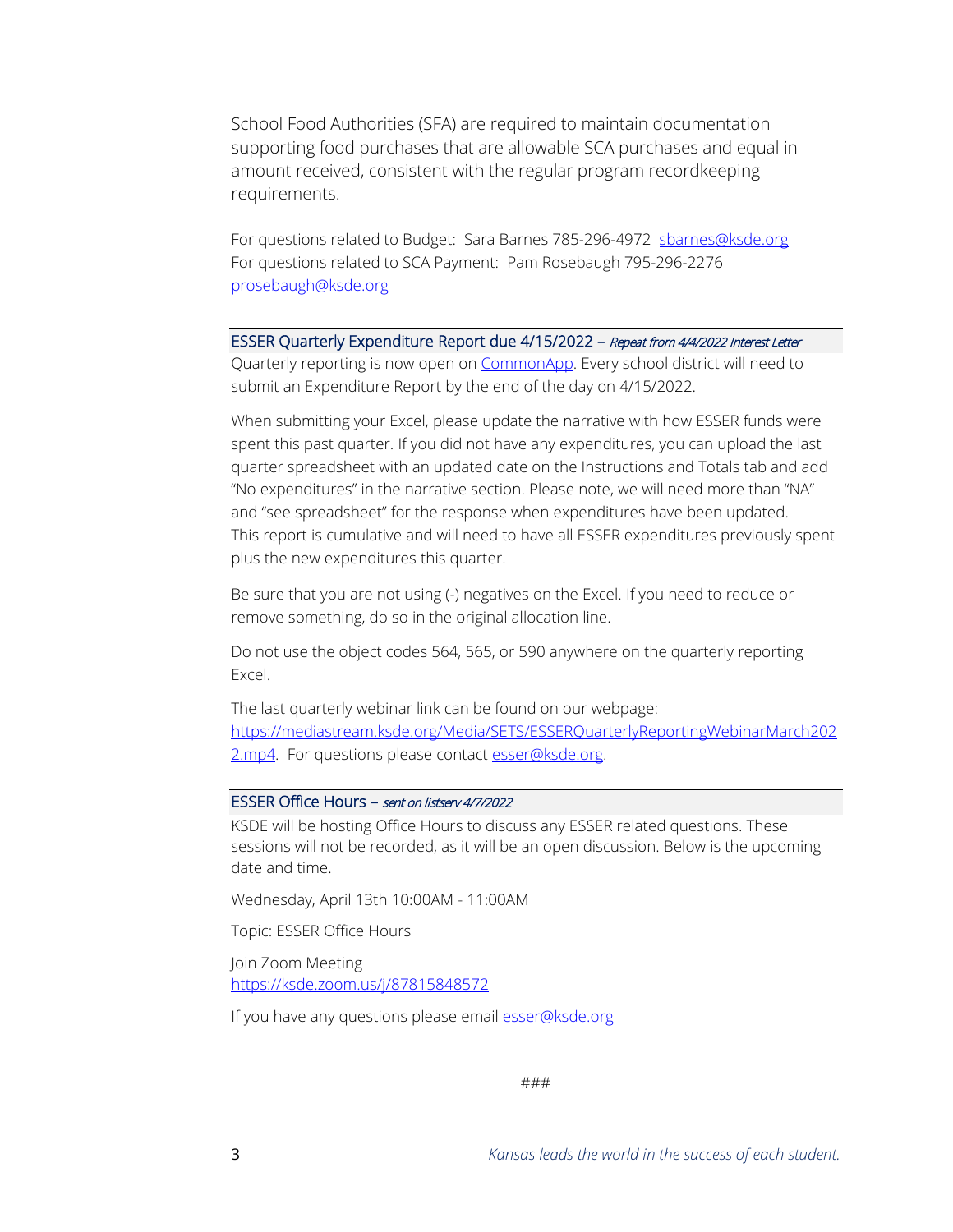School Food Authorities (SFA) are required to maintain documentation supporting food purchases that are allowable SCA purchases and equal in amount received, consistent with the regular program recordkeeping requirements.

For questions related to Budget: Sara Barnes 785-296-4972 [sbarnes@ksde.org](mailto:sbarnes@ksde.org)
For questions related to SCA Payment: Pam Rosebaugh 795-296-2276 [prosebaugh@ksde.org](mailto:prosebaugh@ksde.org)

## ESSER Quarterly Expenditure Report due 4/15/2022 – *Repeat from 4/4/2022 Interest Letter*

Quarterly reporting is now open on [CommonApp](). Every school district will need to submit an Expenditure Report by the end of the day on 4/15/2022.

When submitting your Excel, please update the narrative with how ESSER funds were spent this past quarter. If you did not have any expenditures, you can upload the last quarter spreadsheet with an updated date on the Instructions and Totals tab and add "No expenditures" in the narrative section. Please note, we will need more than "NA" and "see spreadsheet" for the response when expenditures have been updated. This report is cumulative and will need to have all ESSER expenditures previously spent plus the new expenditures this quarter.

Be sure that you are not using (-) negatives on the Excel. If you need to reduce or remove something, do so in the original allocation line.

Do not use the object codes 564, 565, or 590 anywhere on the quarterly reporting Excel.

The last quarterly webinar link can be found on our webpage: [https://mediastream.ksde.org/Media/SETS/ESSERQuarterlyReportingWebinarMarch2022.mp4](https://mediastream.ksde.org/Media/SETS/ESSERQuarterlyReportingWebinarMarch2022.mp4). For questions please contact [esser@ksde.org](mailto:esser@ksde.org).

## ESSER Office Hours – *sent on listserv 4/7/2022*

KSDE will be hosting Office Hours to discuss any ESSER related questions. These sessions will not be recorded, as it will be an open discussion. Below is the upcoming date and time.

Wednesday, April 13th 10:00AM - 11:00AM

Topic: ESSER Office Hours

Join Zoom Meeting
[https://ksde.zoom.us/j/87815848572](https://ksde.zoom.us/j/87815848572)

If you have any questions please email [esser@ksde.org](mailto:esser@ksde.org)

###